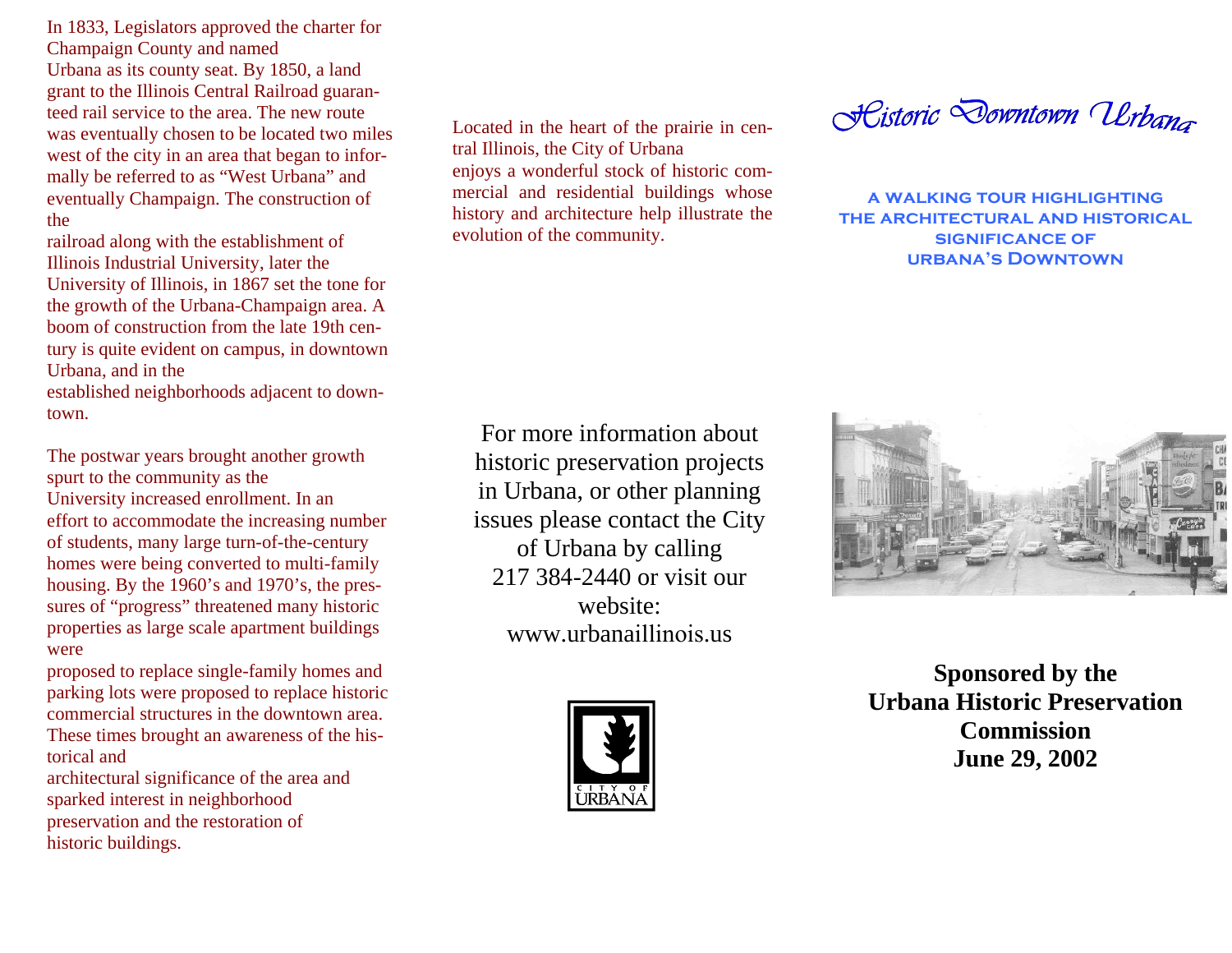In 1833, Legislators approved the charter for Champaign County and named Urbana as its county seat. By 1850, a land grant to the Illinois Central Railroad guaranteed rail service to the area. The new route was eventually chosen to be located two miles west of the city in an area that began to informally be referred to as "West Urbana" and eventually Champaign. The construction of the railroad along with the establishment of Illinois Industrial University, later the University of Illinois, in 1867 set the tone for the growth of the Urbana-Champaign area. A boom of construction from the late 19th century is quite evident on campus, in downtown Urbana, and in the established neighborhoods adjacent to downtown.

The postwar years brought another growth spurt to the community as the University increased enrollment. In an effort to accommodate the increasing number of students, many large turn-of-the-century homes were being converted to multi-family housing. By the 1960's and 1970's, the pressures of "progress" threatened many historic properties as large scale apartment buildings were proposed to replace single-family homes and parking lots were proposed to replace historic commercial structures in the downtown area. These times brought an awareness of the historical and architectural significance of the area and sparked interest in neighborhood preservation and the restoration of historic buildings.

Located in the heart of the prairie in central Illinois, the City of Urbana enjoys a wonderful stock of historic commercial and residential buildings whose history and architecture help illustrate the evolution of the community.

For more information about historic preservation projects in Urbana, or other planning issues please contact the City of Urbana by calling 217 384-2440 or visit our website: www.urbanaillinois.us

CITY OF URBANA

# Historic Downtown Urbana

## A Walking Tour Highlighting the Architectural and Historical Significance of Urbana's Downtown

**Sponsored by the Urbana Historic Preservation Commission**
**June 29, 2002**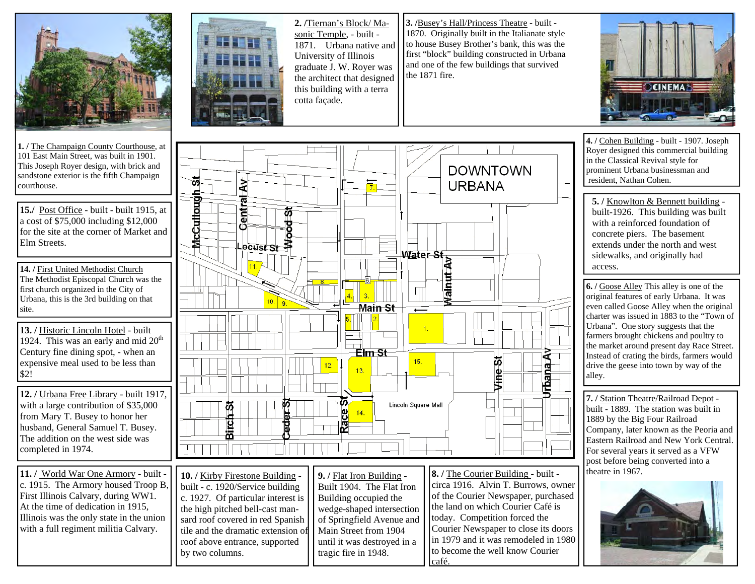**1. /** The Champaign County Courthouse, at 101 East Main Street, was built in 1901. This Joseph Royer design, with brick and sandstone exterior is the fifth Champaign courthouse.

**2. /**Tiernan's Block/ Masonic Temple, - built - 1871. Urbana native and University of Illinois graduate J. W. Royer was the architect that designed this building with a terra cotta façade.

**3. /**Busey's Hall/Princess Theatre - built - 1870. Originally built in the Italianate style to house Busey Brother's bank, this was the first "block" building constructed in Urbana and one of the few buildings that survived the 1871 fire.

**4. /** Cohen Building - built - 1907. Joseph Royer designed this commercial building in the Classical Revival style for prominent Urbana businessman and resident, Nathan Cohen.

**5. /** Knowlton & Bennett building - built-1926. This building was built with a reinforced foundation of concrete piers. The basement extends under the north and west sidewalks, and originally had access.

**6. /** Goose Alley This alley is one of the original features of early Urbana. It was even called Goose Alley when the original charter was issued in 1883 to the "Town of Urbana". One story suggests that the farmers brought chickens and poultry to the market around present day Race Street. Instead of crating the birds, farmers would drive the geese into town by way of the alley.

**7. /** Station Theatre/Railroad Depot - built - 1889. The station was built in 1889 by the Big Four Railroad Company, later known as the Peoria and Eastern Railroad and New York Central. For several years it served as a VFW post before being converted into a theatre in 1967.

DOWNTOWN URBANA

McCullough St
Central Av
Wood St
Locust St
Water St
Walnut Av
Main St
Elm St
Vine St
Urbana Av
Birch St
Cedar St
Race St
Lincoln Square Mall

**8. /** The Courier Building - built - circa 1916. Alvin T. Burrows, owner of the Courier Newspaper, purchased the land on which Courier Café is today. Competition forced the Courier Newspaper to close its doors in 1979 and it was remodeled in 1980 to become the well know Courier café.

**9. /** Flat Iron Building - Built 1904. The Flat Iron Building occupied the wedge-shaped intersection of Springfield Avenue and Main Street from 1904 until it was destroyed in a tragic fire in 1948.

**10. /** Kirby Firestone Building - built - c. 1920/Service building c. 1927. Of particular interest is the high pitched bell-cast mansard roof covered in red Spanish tile and the dramatic extension of roof above entrance, supported by two columns.

**11. /** World War One Armory - built - c. 1915. The Armory housed Troop B, First Illinois Cavalry, during WW1. At the time of dedication in 1915, Illinois was the only state in the union with a full regiment militia Calvary.

**12. /** Urbana Free Library - built 1917, with a large contribution of $35,000 from Mary T. Busey to honor her husband, General Samuel T. Busey. The addition on the west side was completed in 1974.

**13. /** Historic Lincoln Hotel - built 1924. This was an early and mid 20th Century fine dining spot, - when an expensive meal used to be less than $2!

**14. /** First United Methodist Church
The Methodist Episcopal Church was the first church organized in the City of Urbana, this is the 3rd building on that site.

**15./** Post Office - built - built 1915, at a cost of $75,000 including $12,000 for the site at the corner of Market and Elm Streets.